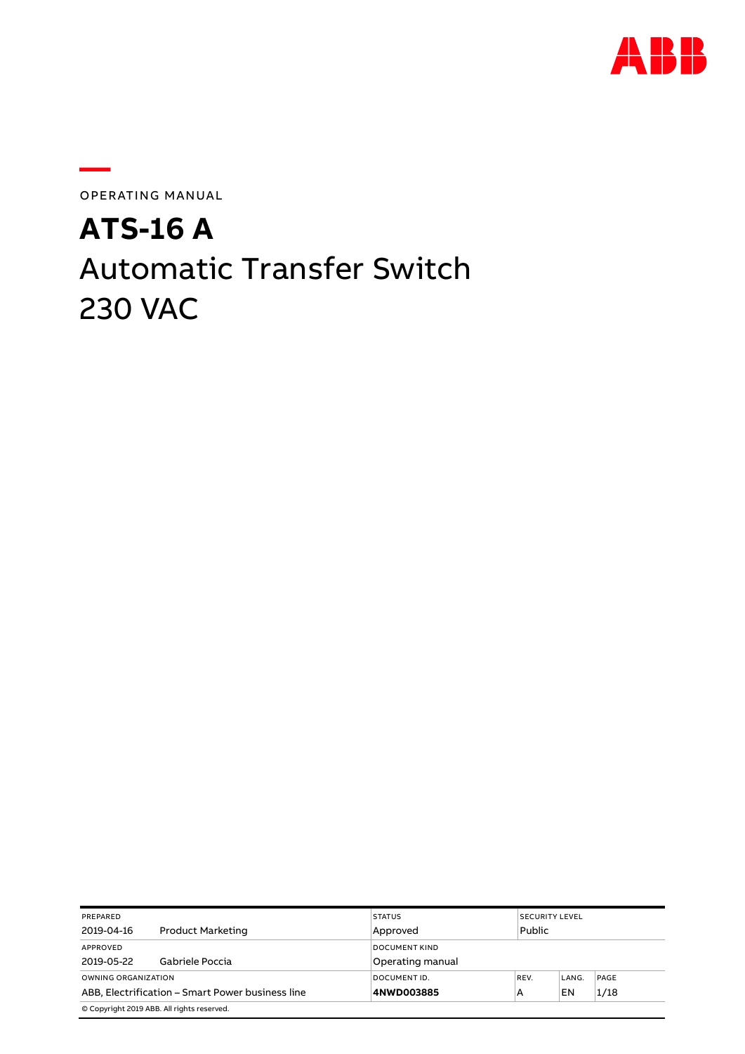OPERATING MANUAL

# ATS-16 A

# Automatic Transfer Switch 230 VAC

| PREPARED | | STATUS | SECURITY LEVEL | | |
|---|---|---|---|---|---|
| 2019-04-16 | Product Marketing | Approved | Public | | |
| APPROVED | | DOCUMENT KIND | | | |
| 2019-05-22 | Gabriele Poccia | Operating manual | | | |
| OWNING ORGANIZATION | | DOCUMENT ID. | REV. | LANG. | PAGE |
| ABB, Electrification – Smart Power business line | | **4NWD003885** | A | EN | 1/18 |

© Copyright 2019 ABB. All rights reserved.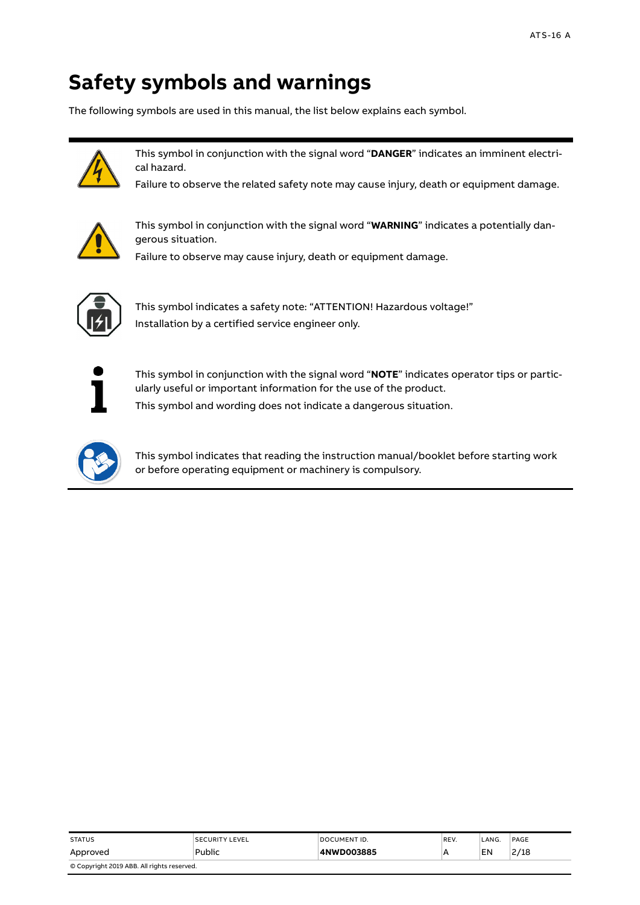# Safety symbols and warnings

The following symbols are used in this manual, the list below explains each symbol.

This symbol in conjunction with the signal word "**DANGER**" indicates an imminent electrical hazard.

Failure to observe the related safety note may cause injury, death or equipment damage.

This symbol in conjunction with the signal word "**WARNING**" indicates a potentially dangerous situation.

Failure to observe may cause injury, death or equipment damage.

This symbol indicates a safety note: "ATTENTION! Hazardous voltage!"

Installation by a certified service engineer only.

This symbol in conjunction with the signal word "**NOTE**" indicates operator tips or particularly useful or important information for the use of the product.

This symbol and wording does not indicate a dangerous situation.

This symbol indicates that reading the instruction manual/booklet before starting work or before operating equipment or machinery is compulsory.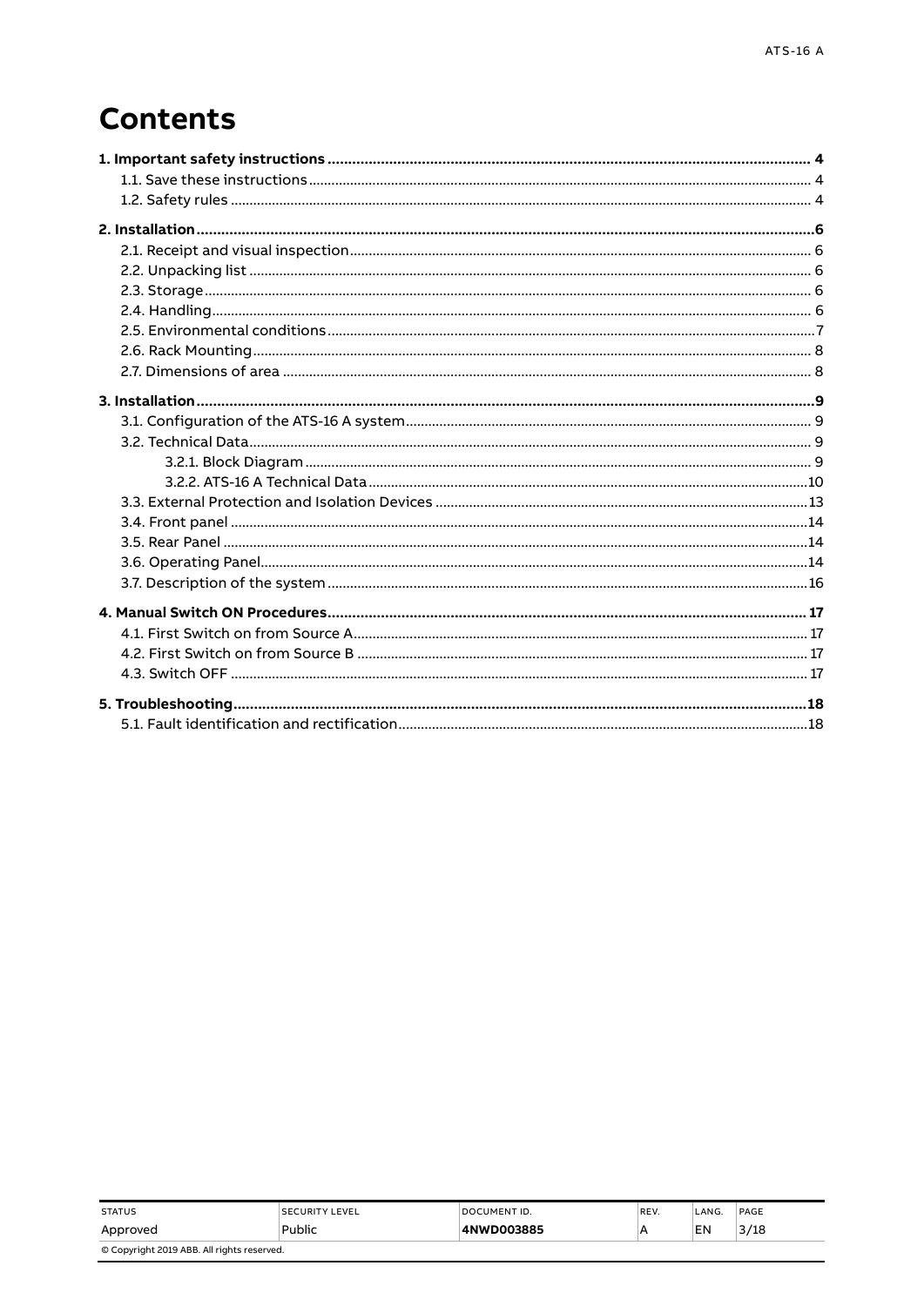# Contents

**1. Important safety instructions** .......... **4**

1.1. Save these instructions .......... 4

1.2. Safety rules .......... 4

**2. Installation** .......... **6**

2.1. Receipt and visual inspection .......... 6

2.2. Unpacking list .......... 6

2.3. Storage .......... 6

2.4. Handling .......... 6

2.5. Environmental conditions .......... 7

2.6. Rack Mounting .......... 8

2.7. Dimensions of area .......... 8

**3. Installation** .......... **9**

3.1. Configuration of the ATS-16 A system .......... 9

3.2. Technical Data .......... 9

3.2.1. Block Diagram .......... 9

3.2.2. ATS-16 A Technical Data .......... 10

3.3. External Protection and Isolation Devices .......... 13

3.4. Front panel .......... 14

3.5. Rear Panel .......... 14

3.6. Operating Panel .......... 14

3.7. Description of the system .......... 16

**4. Manual Switch ON Procedures** .......... **17**

4.1. First Switch on from Source A .......... 17

4.2. First Switch on from Source B .......... 17

4.3. Switch OFF .......... 17

**5. Troubleshooting** .......... **18**

5.1. Fault identification and rectification .......... 18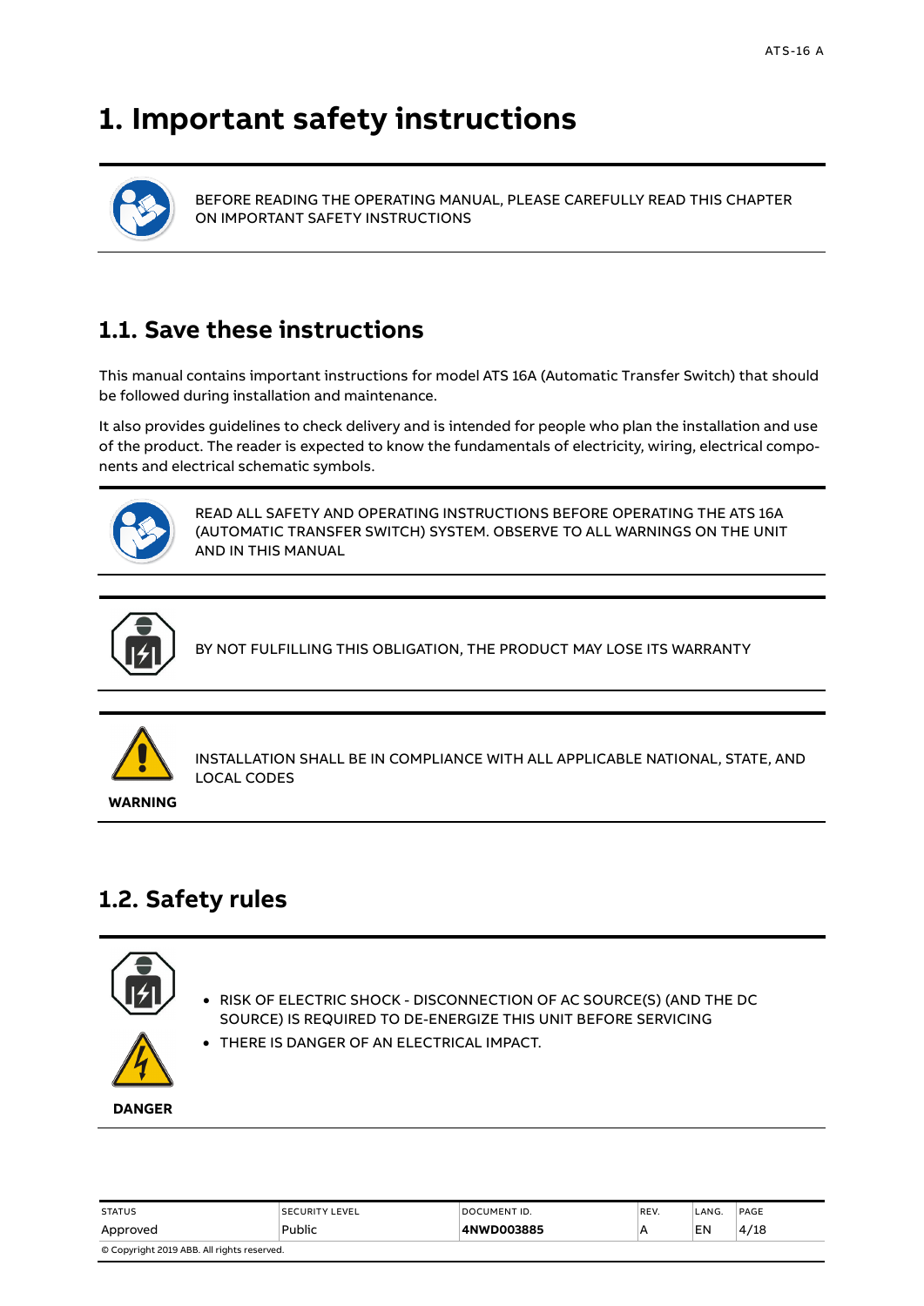# 1. Important safety instructions

BEFORE READING THE OPERATING MANUAL, PLEASE CAREFULLY READ THIS CHAPTER ON IMPORTANT SAFETY INSTRUCTIONS

## 1.1. Save these instructions

This manual contains important instructions for model ATS 16A (Automatic Transfer Switch) that should be followed during installation and maintenance.

It also provides guidelines to check delivery and is intended for people who plan the installation and use of the product. The reader is expected to know the fundamentals of electricity, wiring, electrical components and electrical schematic symbols.

READ ALL SAFETY AND OPERATING INSTRUCTIONS BEFORE OPERATING THE ATS 16A (AUTOMATIC TRANSFER SWITCH) SYSTEM. OBSERVE TO ALL WARNINGS ON THE UNIT AND IN THIS MANUAL

BY NOT FULFILLING THIS OBLIGATION, THE PRODUCT MAY LOSE ITS WARRANTY

**WARNING**

INSTALLATION SHALL BE IN COMPLIANCE WITH ALL APPLICABLE NATIONAL, STATE, AND LOCAL CODES

## 1.2. Safety rules

**DANGER**

- RISK OF ELECTRIC SHOCK - DISCONNECTION OF AC SOURCE(S) (AND THE DC SOURCE) IS REQUIRED TO DE-ENERGIZE THIS UNIT BEFORE SERVICING
- THERE IS DANGER OF AN ELECTRICAL IMPACT.

| STATUS | SECURITY LEVEL | DOCUMENT ID. | REV. | LANG. | PAGE |
|---|---|---|---|---|---|
| Approved | Public | **4NWD003885** | A | EN | 4/18 |

© Copyright 2019 ABB. All rights reserved.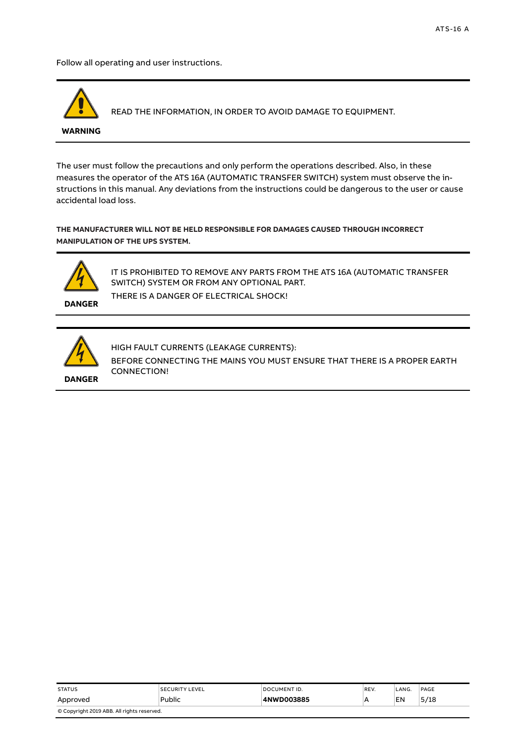Follow all operating and user instructions.

---

**WARNING**

READ THE INFORMATION, IN ORDER TO AVOID DAMAGE TO EQUIPMENT.

---

The user must follow the precautions and only perform the operations described. Also, in these measures the operator of the ATS 16A (AUTOMATIC TRANSFER SWITCH) system must observe the instructions in this manual. Any deviations from the instructions could be dangerous to the user or cause accidental load loss.

**THE MANUFACTURER WILL NOT BE HELD RESPONSIBLE FOR DAMAGES CAUSED THROUGH INCORRECT MANIPULATION OF THE UPS SYSTEM.**

---

**DANGER**

IT IS PROHIBITED TO REMOVE ANY PARTS FROM THE ATS 16A (AUTOMATIC TRANSFER SWITCH) SYSTEM OR FROM ANY OPTIONAL PART.

THERE IS A DANGER OF ELECTRICAL SHOCK!

---

**DANGER**

HIGH FAULT CURRENTS (LEAKAGE CURRENTS):

BEFORE CONNECTING THE MAINS YOU MUST ENSURE THAT THERE IS A PROPER EARTH CONNECTION!

---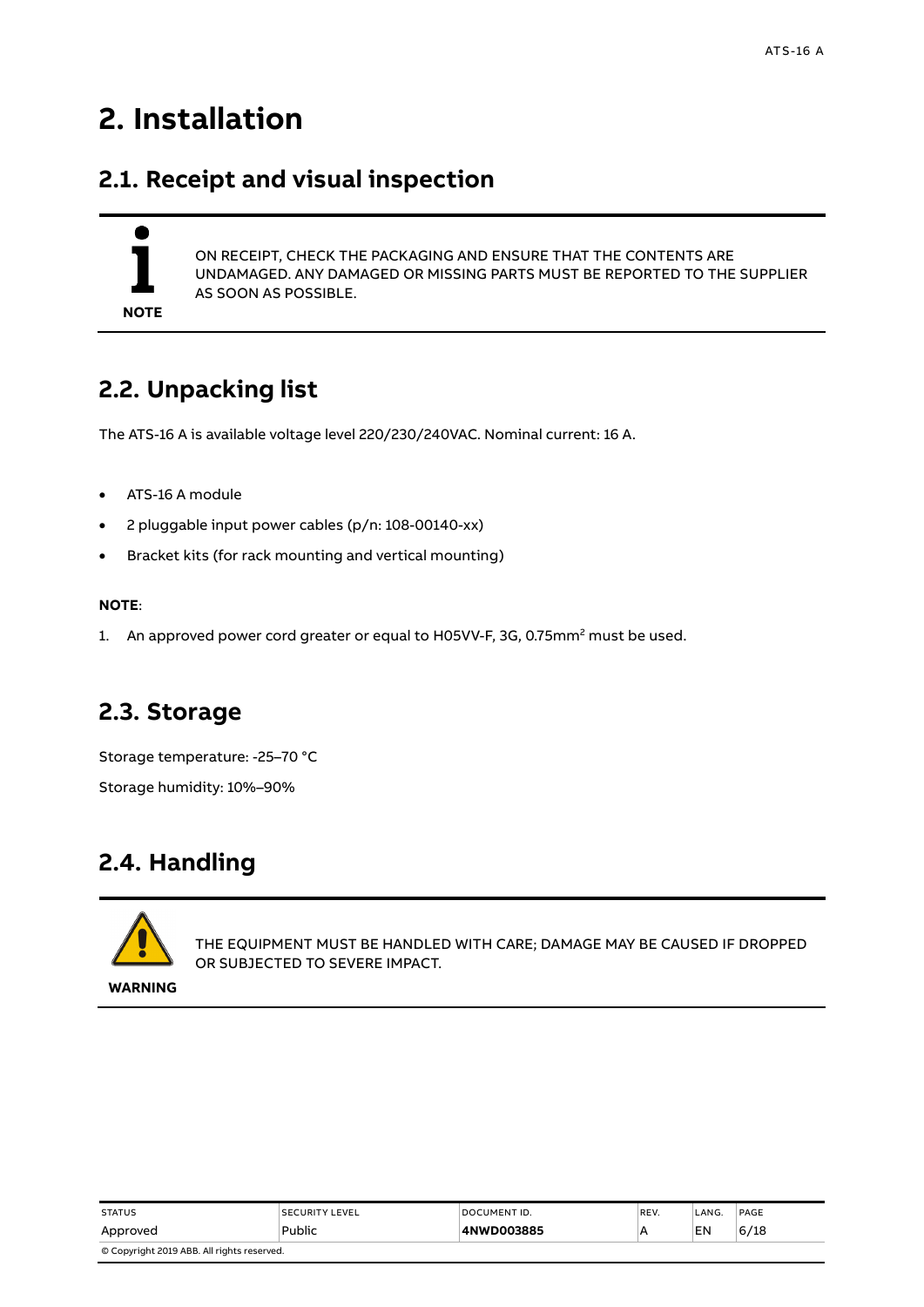# 2. Installation

## 2.1. Receipt and visual inspection

**NOTE**

ON RECEIPT, CHECK THE PACKAGING AND ENSURE THAT THE CONTENTS ARE UNDAMAGED. ANY DAMAGED OR MISSING PARTS MUST BE REPORTED TO THE SUPPLIER AS SOON AS POSSIBLE.

## 2.2. Unpacking list

The ATS-16 A is available voltage level 220/230/240VAC. Nominal current: 16 A.

- ATS-16 A module
- 2 pluggable input power cables (p/n: 108-00140-xx)
- Bracket kits (for rack mounting and vertical mounting)

**NOTE**:

1. An approved power cord greater or equal to H05VV-F, 3G, 0.75mm$^2$ must be used.

## 2.3. Storage

Storage temperature: -25–70 °C

Storage humidity: 10%–90%

## 2.4. Handling

**WARNING**

THE EQUIPMENT MUST BE HANDLED WITH CARE; DAMAGE MAY BE CAUSED IF DROPPED OR SUBJECTED TO SEVERE IMPACT.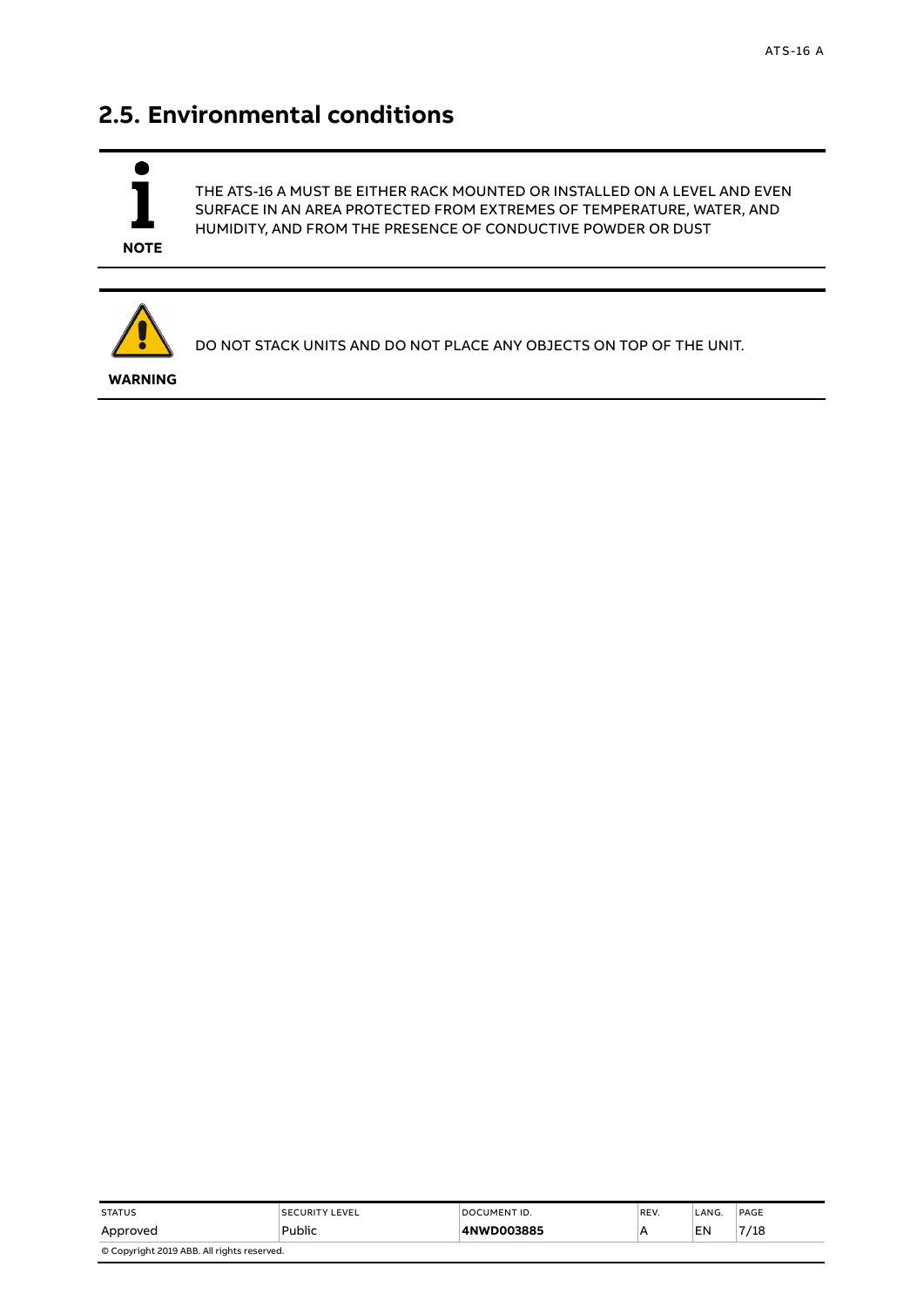## 2.5. Environmental conditions

**NOTE**

THE ATS-16 A MUST BE EITHER RACK MOUNTED OR INSTALLED ON A LEVEL AND EVEN SURFACE IN AN AREA PROTECTED FROM EXTREMES OF TEMPERATURE, WATER, AND HUMIDITY, AND FROM THE PRESENCE OF CONDUCTIVE POWDER OR DUST

**WARNING**

DO NOT STACK UNITS AND DO NOT PLACE ANY OBJECTS ON TOP OF THE UNIT.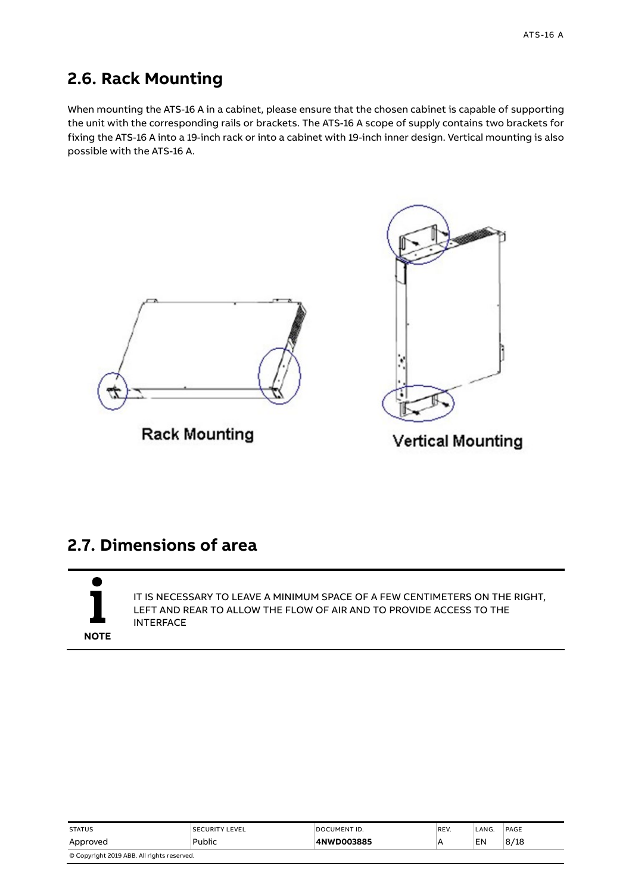## 2.6. Rack Mounting

When mounting the ATS-16 A in a cabinet, please ensure that the chosen cabinet is capable of supporting the unit with the corresponding rails or brackets. The ATS-16 A scope of supply contains two brackets for fixing the ATS-16 A into a 19-inch rack or into a cabinet with 19-inch inner design. Vertical mounting is also possible with the ATS-16 A.

Rack Mounting

Vertical Mounting

## 2.7. Dimensions of area

**NOTE**

IT IS NECESSARY TO LEAVE A MINIMUM SPACE OF A FEW CENTIMETERS ON THE RIGHT, LEFT AND REAR TO ALLOW THE FLOW OF AIR AND TO PROVIDE ACCESS TO THE INTERFACE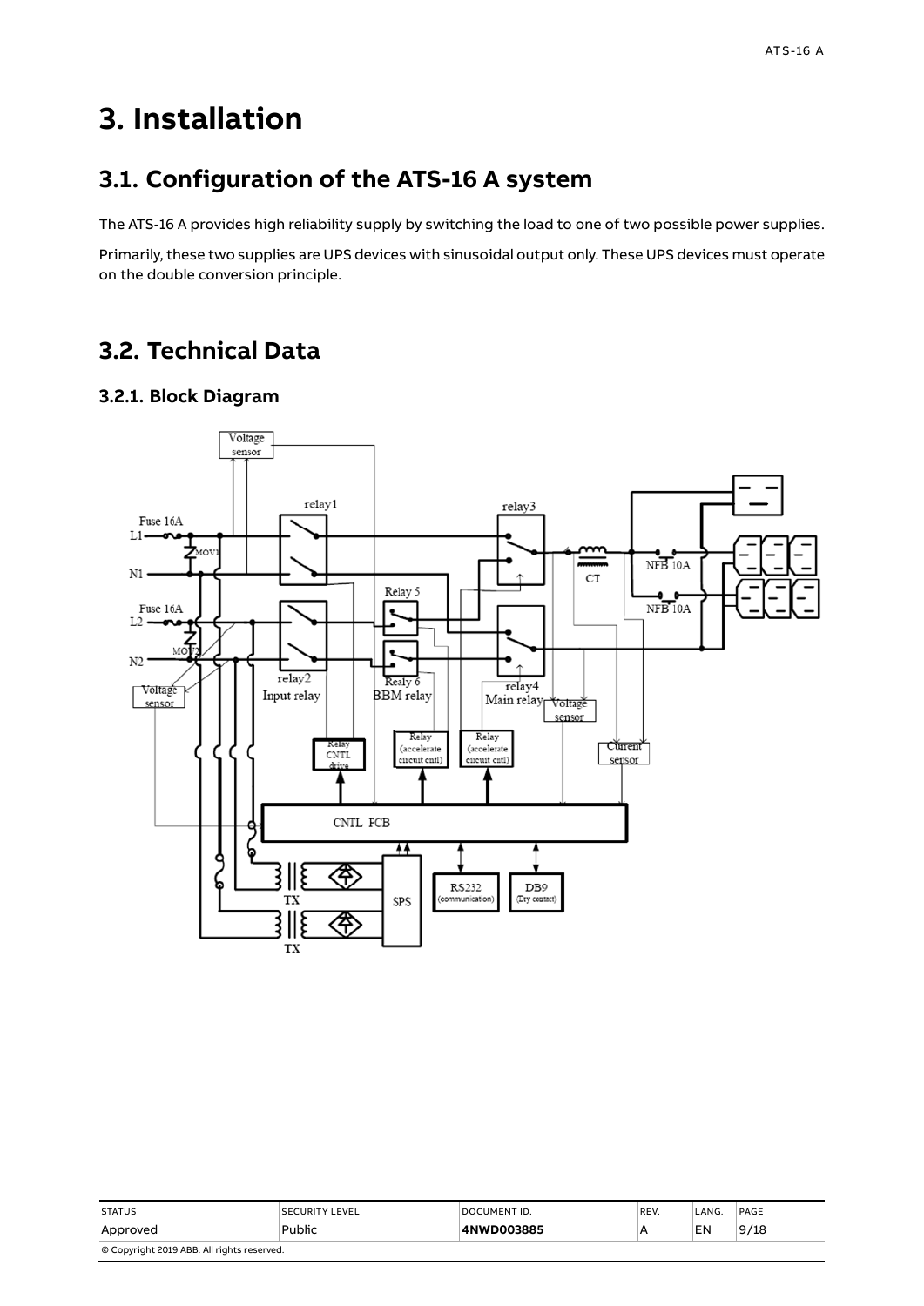# 3. Installation

## 3.1. Configuration of the ATS-16 A system

The ATS-16 A provides high reliability supply by switching the load to one of two possible power supplies.

Primarily, these two supplies are UPS devices with sinusoidal output only. These UPS devices must operate on the double conversion principle.

## 3.2. Technical Data

### 3.2.1. Block Diagram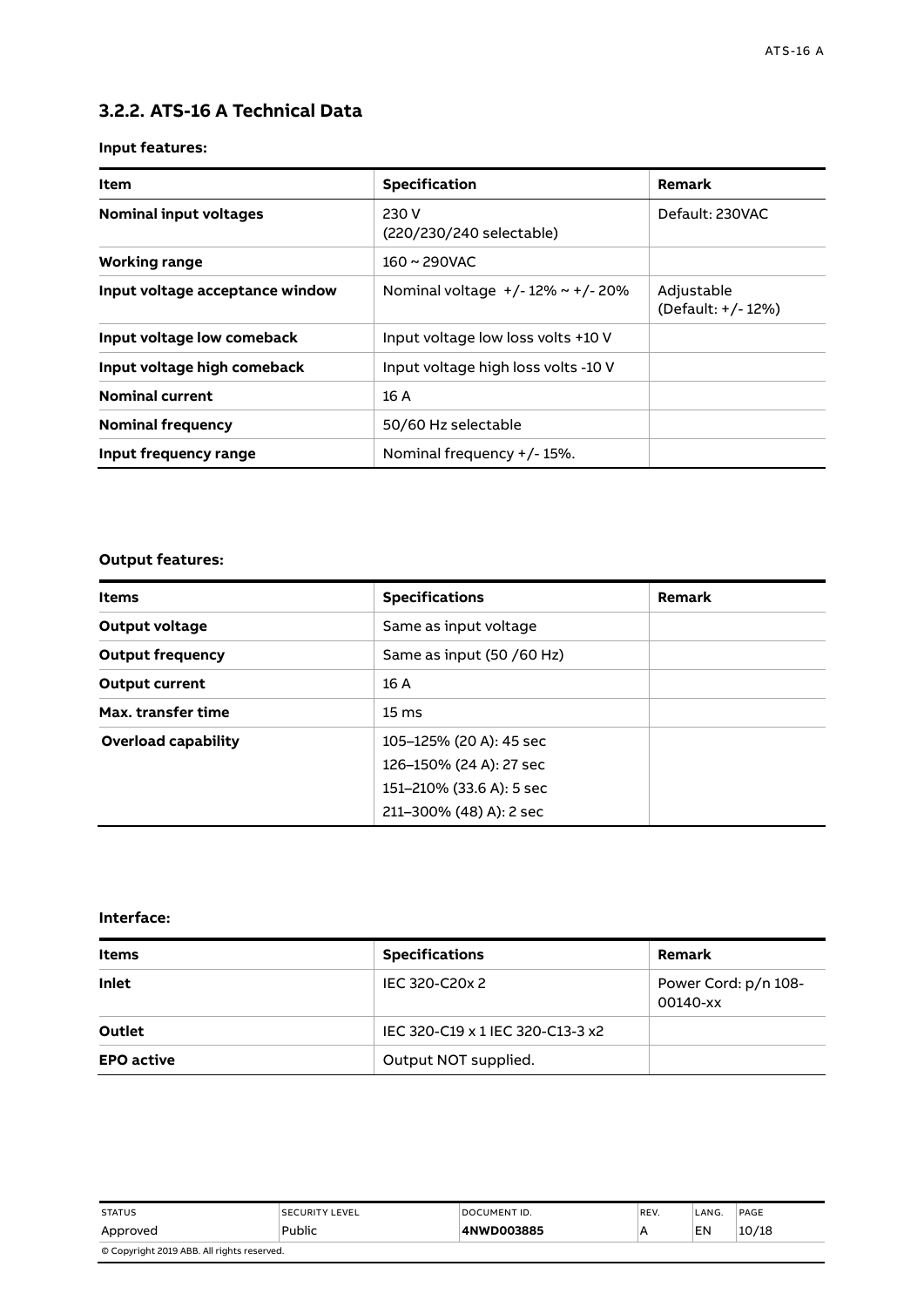### 3.2.2. ATS-16 A Technical Data

**Input features:**

| Item | Specification | Remark |
|---|---|---|
| **Nominal input voltages** | 230 V (220/230/240 selectable) | Default: 230VAC |
| **Working range** | 160 ~ 290VAC | |
| **Input voltage acceptance window** | Nominal voltage +/- 12% ~ +/- 20% | Adjustable (Default: +/- 12%) |
| **Input voltage low comeback** | Input voltage low loss volts +10 V | |
| **Input voltage high comeback** | Input voltage high loss volts -10 V | |
| **Nominal current** | 16 A | |
| **Nominal frequency** | 50/60 Hz selectable | |
| **Input frequency range** | Nominal frequency +/- 15%. | |

**Output features:**

| Items | Specifications | Remark |
|---|---|---|
| **Output voltage** | Same as input voltage | |
| **Output frequency** | Same as input (50 /60 Hz) | |
| **Output current** | 16 A | |
| **Max. transfer time** | 15 ms | |
| **Overload capability** | 105–125% (20 A): 45 sec<br>126–150% (24 A): 27 sec<br>151–210% (33.6 A): 5 sec<br>211–300% (48) A): 2 sec | |

**Interface:**

| Items | Specifications | Remark |
|---|---|---|
| **Inlet** | IEC 320-C20x 2 | Power Cord: p/n 108-00140-xx |
| **Outlet** | IEC 320-C19 x 1 IEC 320-C13-3 x2 | |
| **EPO active** | Output NOT supplied. | |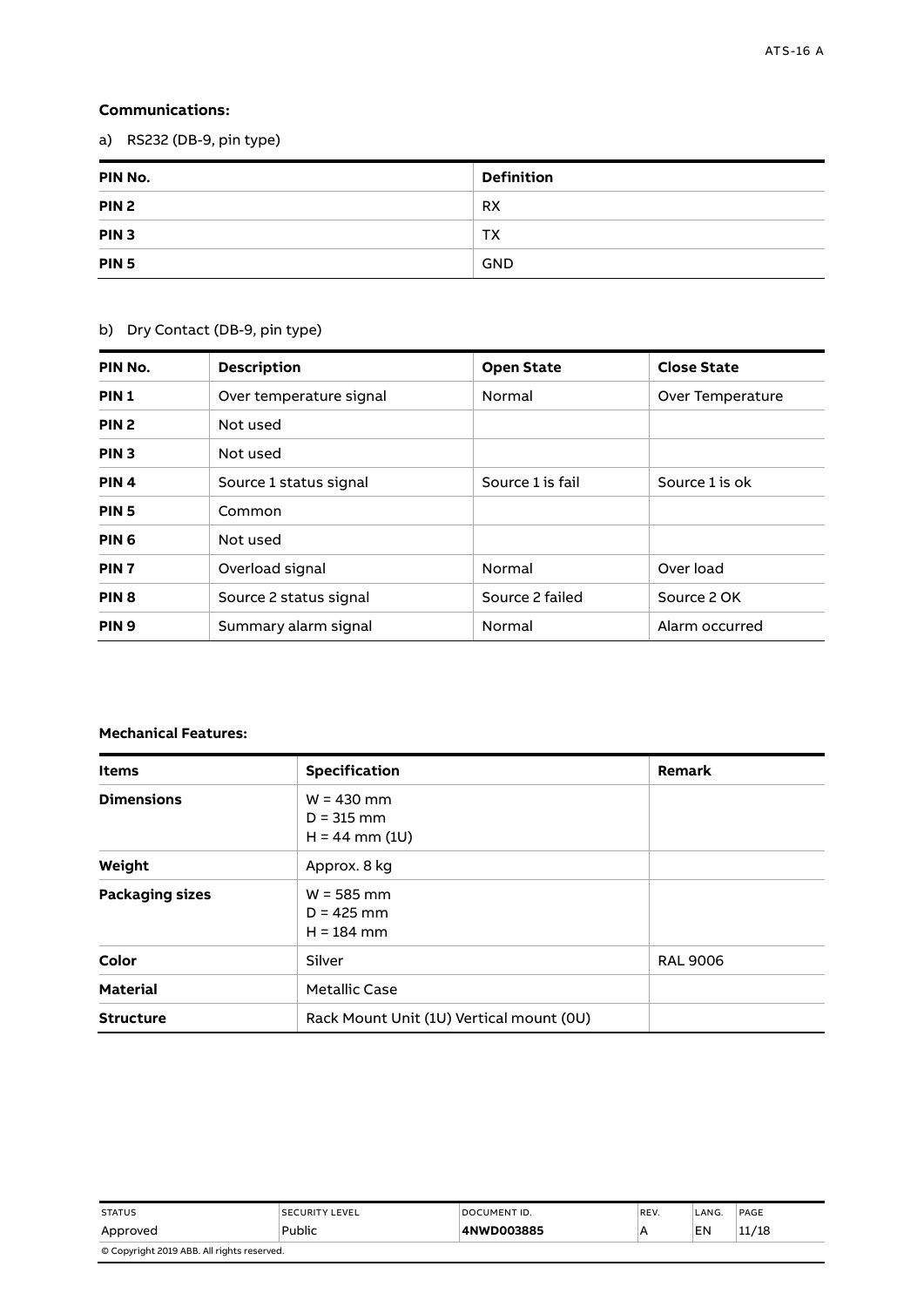**Communications:**

a) RS232 (DB-9, pin type)

| PIN No. | Definition |
|---|---|
| **PIN 2** | RX |
| **PIN 3** | TX |
| **PIN 5** | GND |

b) Dry Contact (DB-9, pin type)

| PIN No. | Description | Open State | Close State |
|---|---|---|---|
| **PIN 1** | Over temperature signal | Normal | Over Temperature |
| **PIN 2** | Not used | | |
| **PIN 3** | Not used | | |
| **PIN 4** | Source 1 status signal | Source 1 is fail | Source 1 is ok |
| **PIN 5** | Common | | |
| **PIN 6** | Not used | | |
| **PIN 7** | Overload signal | Normal | Over load |
| **PIN 8** | Source 2 status signal | Source 2 failed | Source 2 OK |
| **PIN 9** | Summary alarm signal | Normal | Alarm occurred |

**Mechanical Features:**

| Items | Specification | Remark |
|---|---|---|
| **Dimensions** | W = 430 mm<br>D = 315 mm<br>H = 44 mm (1U) | |
| **Weight** | Approx. 8 kg | |
| **Packaging sizes** | W = 585 mm<br>D = 425 mm<br>H = 184 mm | |
| **Color** | Silver | RAL 9006 |
| **Material** | Metallic Case | |
| **Structure** | Rack Mount Unit (1U) Vertical mount (0U) | |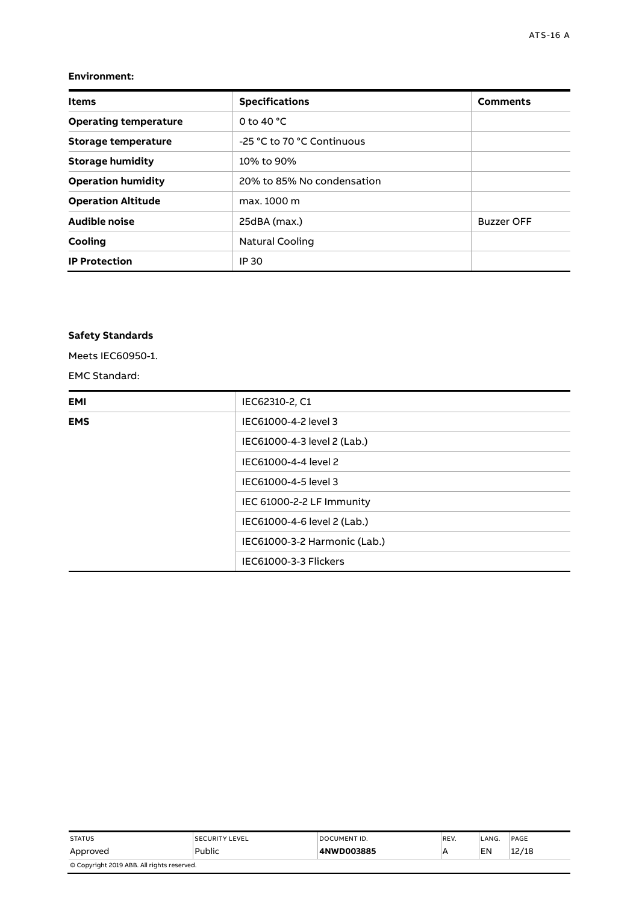**Environment:**

| Items | Specifications | Comments |
|---|---|---|
| **Operating temperature** | 0 to 40 °C | |
| **Storage temperature** | -25 °C to 70 °C Continuous | |
| **Storage humidity** | 10% to 90% | |
| **Operation humidity** | 20% to 85% No condensation | |
| **Operation Altitude** | max. 1000 m | |
| **Audible noise** | 25dBA (max.) | Buzzer OFF |
| **Cooling** | Natural Cooling | |
| **IP Protection** | IP 30 | |

**Safety Standards**

Meets IEC60950-1.

EMC Standard:

| | |
|---|---|
| **EMI** | IEC62310-2, C1 |
| **EMS** | IEC61000-4-2 level 3 |
| | IEC61000-4-3 level 2 (Lab.) |
| | IEC61000-4-4 level 2 |
| | IEC61000-4-5 level 3 |
| | IEC 61000-2-2 LF Immunity |
| | IEC61000-4-6 level 2 (Lab.) |
| | IEC61000-3-2 Harmonic (Lab.) |
| | IEC61000-3-3 Flickers |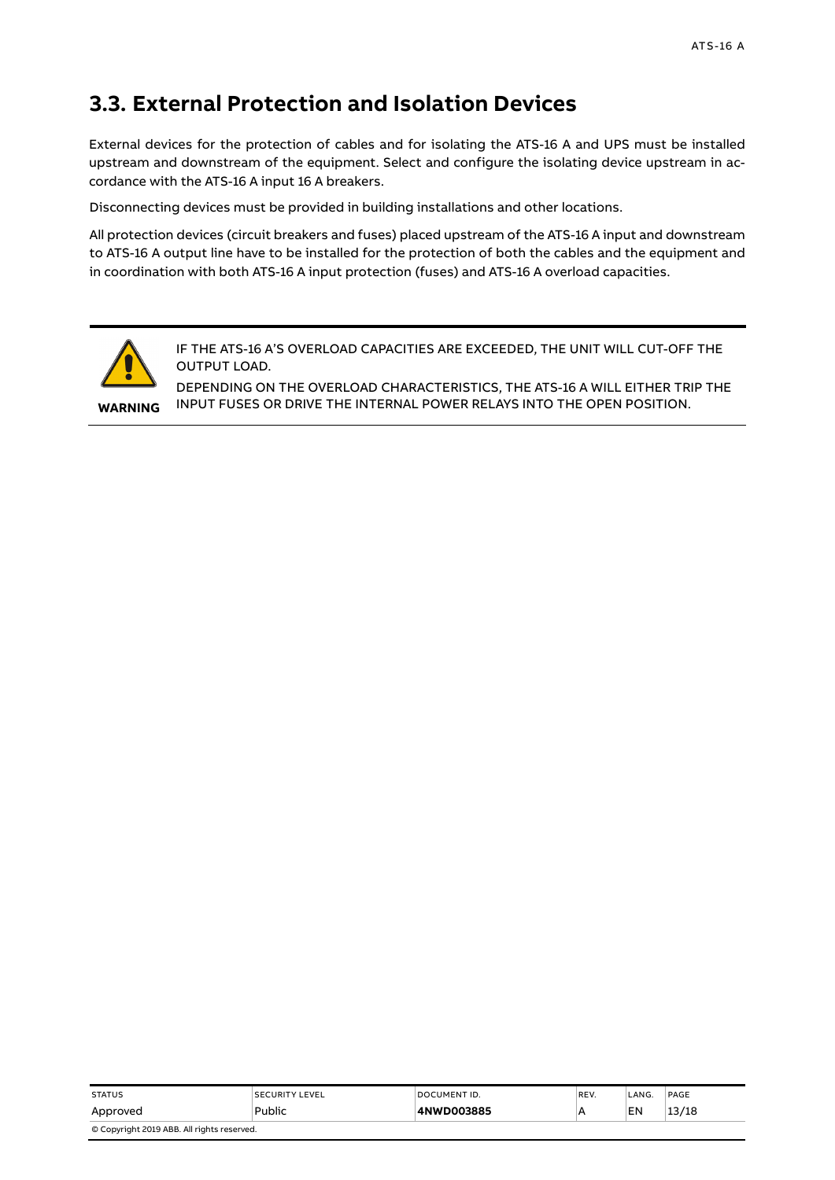## 3.3. External Protection and Isolation Devices

External devices for the protection of cables and for isolating the ATS-16 A and UPS must be installed upstream and downstream of the equipment. Select and configure the isolating device upstream in accordance with the ATS-16 A input 16 A breakers.

Disconnecting devices must be provided in building installations and other locations.

All protection devices (circuit breakers and fuses) placed upstream of the ATS-16 A input and downstream to ATS-16 A output line have to be installed for the protection of both the cables and the equipment and in coordination with both ATS-16 A input protection (fuses) and ATS-16 A overload capacities.

**WARNING**

IF THE ATS-16 A'S OVERLOAD CAPACITIES ARE EXCEEDED, THE UNIT WILL CUT-OFF THE OUTPUT LOAD.

DEPENDING ON THE OVERLOAD CHARACTERISTICS, THE ATS-16 A WILL EITHER TRIP THE INPUT FUSES OR DRIVE THE INTERNAL POWER RELAYS INTO THE OPEN POSITION.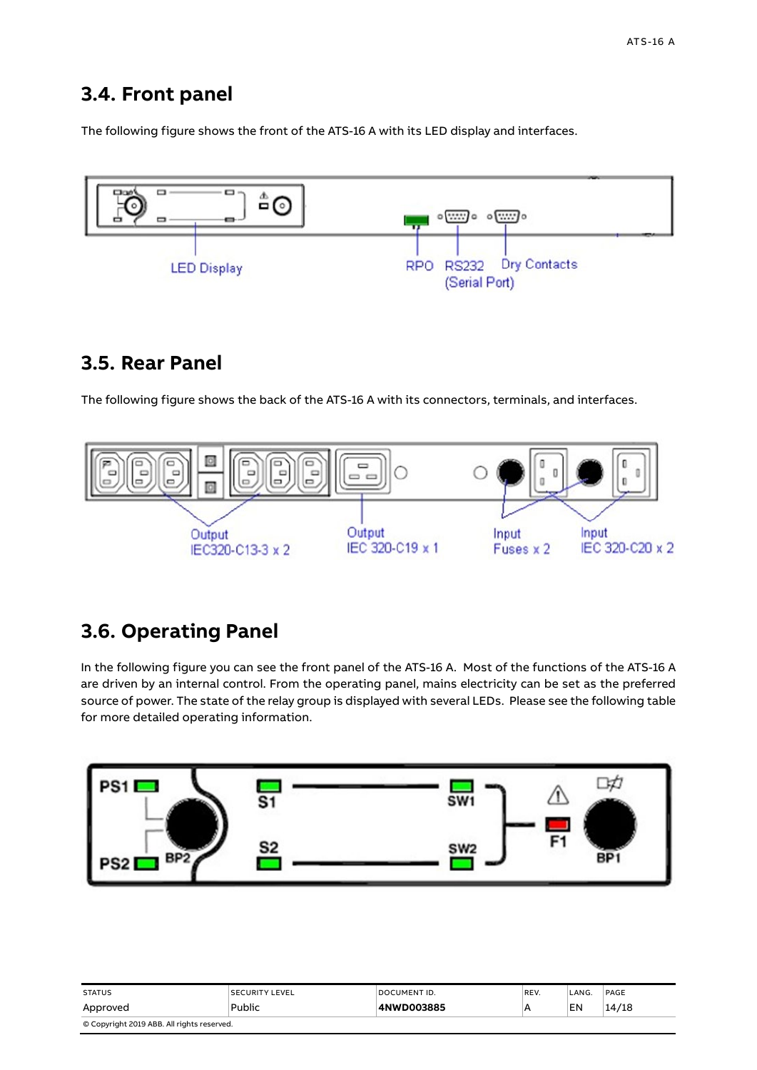## 3.4. Front panel

The following figure shows the front of the ATS-16 A with its LED display and interfaces.

LED Display

RPO RS232 (Serial Port) Dry Contacts

## 3.5. Rear Panel

The following figure shows the back of the ATS-16 A with its connectors, terminals, and interfaces.

Output IEC320-C13-3 x 2

Output IEC 320-C19 x 1

Input Fuses x 2

Input IEC 320-C20 x 2

## 3.6. Operating Panel

In the following figure you can see the front panel of the ATS-16 A. Most of the functions of the ATS-16 A are driven by an internal control. From the operating panel, mains electricity can be set as the preferred source of power. The state of the relay group is displayed with several LEDs. Please see the following table for more detailed operating information.

PS1 PS2 BP2 S1 S2 SW1 SW2 F1 BP1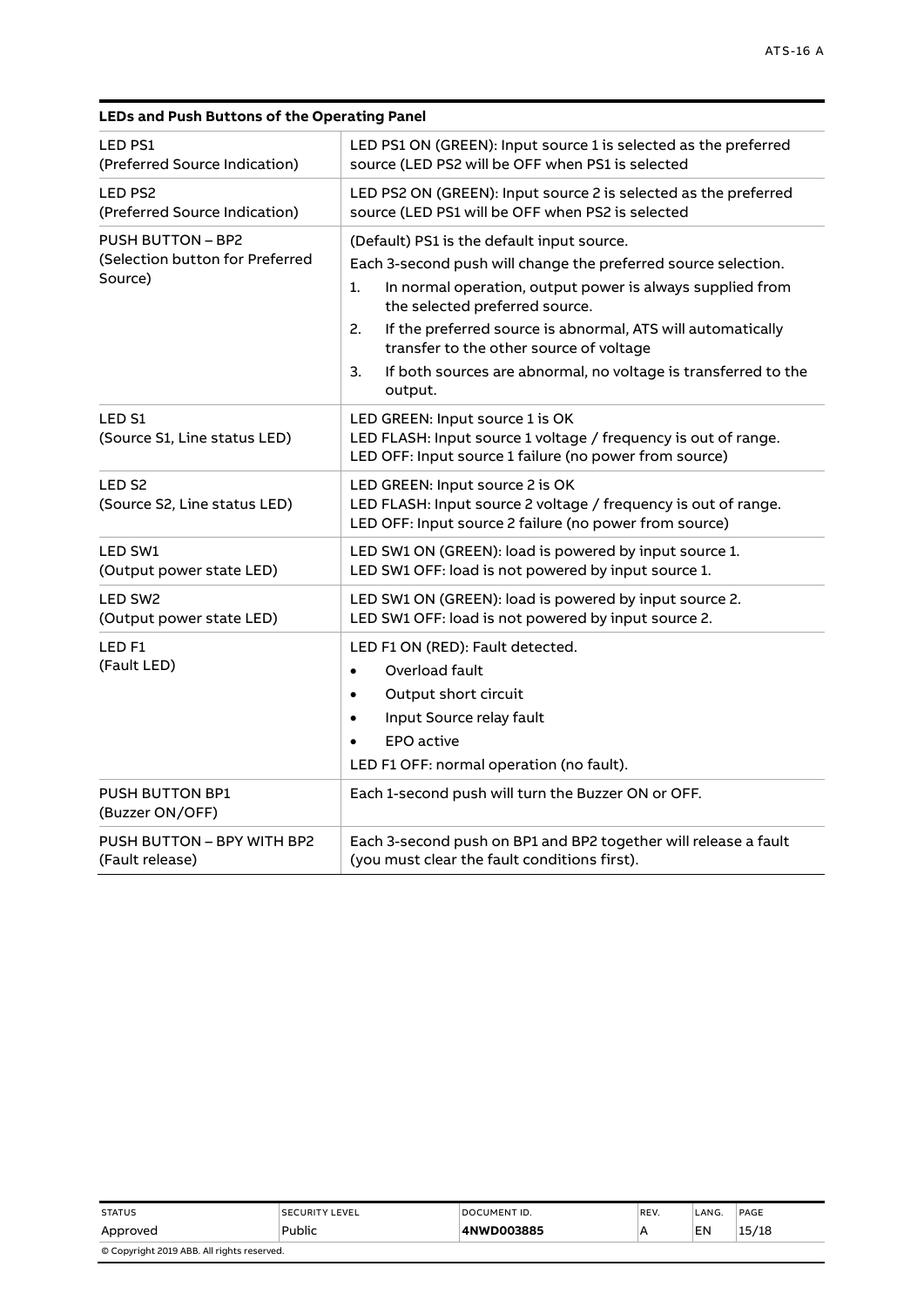**LEDs and Push Buttons of the Operating Panel**

| | |
|---|---|
| LED PS1<br>(Preferred Source Indication) | LED PS1 ON (GREEN): Input source 1 is selected as the preferred source (LED PS2 will be OFF when PS1 is selected |
| LED PS2<br>(Preferred Source Indication) | LED PS2 ON (GREEN): Input source 2 is selected as the preferred source (LED PS1 will be OFF when PS2 is selected |
| PUSH BUTTON – BP2<br>(Selection button for Preferred Source) | (Default) PS1 is the default input source.<br>Each 3-second push will change the preferred source selection.<br>1. In normal operation, output power is always supplied from the selected preferred source.<br>2. If the preferred source is abnormal, ATS will automatically transfer to the other source of voltage<br>3. If both sources are abnormal, no voltage is transferred to the output. |
| LED S1<br>(Source S1, Line status LED) | LED GREEN: Input source 1 is OK<br>LED FLASH: Input source 1 voltage / frequency is out of range.<br>LED OFF: Input source 1 failure (no power from source) |
| LED S2<br>(Source S2, Line status LED) | LED GREEN: Input source 2 is OK<br>LED FLASH: Input source 2 voltage / frequency is out of range.<br>LED OFF: Input source 2 failure (no power from source) |
| LED SW1<br>(Output power state LED) | LED SW1 ON (GREEN): load is powered by input source 1.<br>LED SW1 OFF: load is not powered by input source 1. |
| LED SW2<br>(Output power state LED) | LED SW1 ON (GREEN): load is powered by input source 2.<br>LED SW1 OFF: load is not powered by input source 2. |
| LED F1<br>(Fault LED) | LED F1 ON (RED): Fault detected.<br>• Overload fault<br>• Output short circuit<br>• Input Source relay fault<br>• EPO active<br>LED F1 OFF: normal operation (no fault). |
| PUSH BUTTON BP1<br>(Buzzer ON/OFF) | Each 1-second push will turn the Buzzer ON or OFF. |
| PUSH BUTTON – BPY WITH BP2<br>(Fault release) | Each 3-second push on BP1 and BP2 together will release a fault (you must clear the fault conditions first). |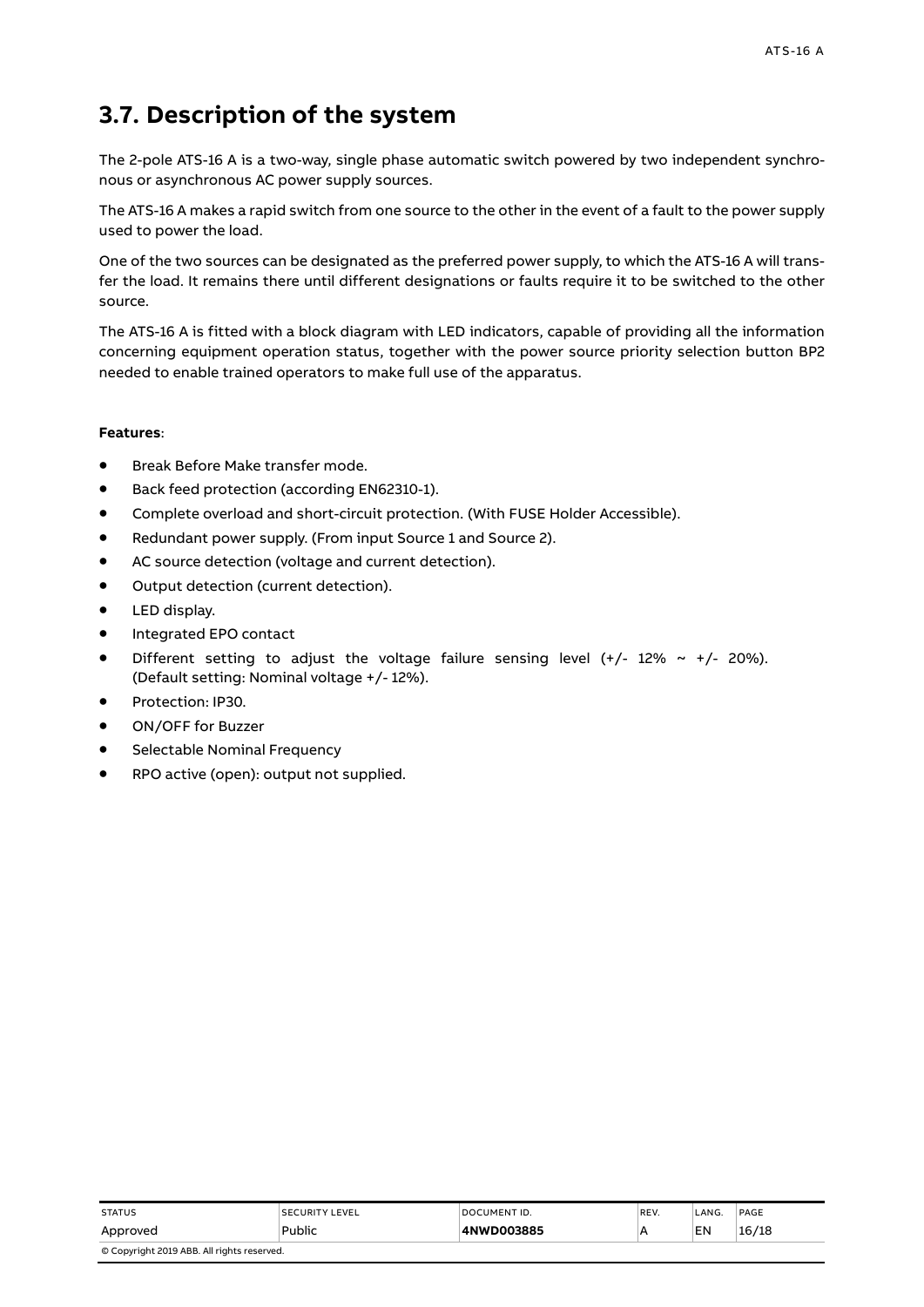## 3.7. Description of the system

The 2-pole ATS-16 A is a two-way, single phase automatic switch powered by two independent synchronous or asynchronous AC power supply sources.

The ATS-16 A makes a rapid switch from one source to the other in the event of a fault to the power supply used to power the load.

One of the two sources can be designated as the preferred power supply, to which the ATS-16 A will transfer the load. It remains there until different designations or faults require it to be switched to the other source.

The ATS-16 A is fitted with a block diagram with LED indicators, capable of providing all the information concerning equipment operation status, together with the power source priority selection button BP2 needed to enable trained operators to make full use of the apparatus.

**Features**:

- Break Before Make transfer mode.
- Back feed protection (according EN62310-1).
- Complete overload and short-circuit protection. (With FUSE Holder Accessible).
- Redundant power supply. (From input Source 1 and Source 2).
- AC source detection (voltage and current detection).
- Output detection (current detection).
- LED display.
- Integrated EPO contact
- Different setting to adjust the voltage failure sensing level (+/- 12% ~ +/- 20%). (Default setting: Nominal voltage +/- 12%).
- Protection: IP30.
- ON/OFF for Buzzer
- Selectable Nominal Frequency
- RPO active (open): output not supplied.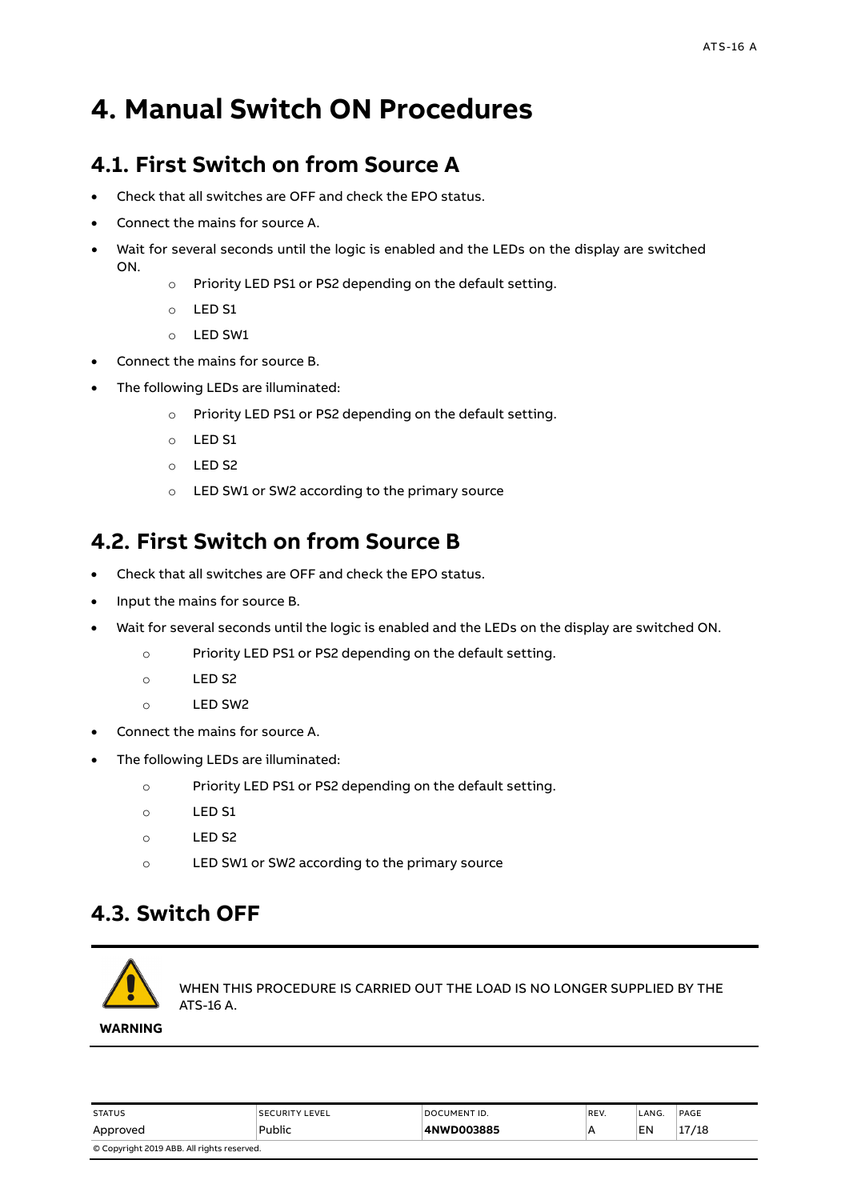# 4. Manual Switch ON Procedures

## 4.1. First Switch on from Source A

- Check that all switches are OFF and check the EPO status.
- Connect the mains for source A.
- Wait for several seconds until the logic is enabled and the LEDs on the display are switched ON.
  - Priority LED PS1 or PS2 depending on the default setting.
  - LED S1
  - LED SW1
- Connect the mains for source B.
- The following LEDs are illuminated:
  - Priority LED PS1 or PS2 depending on the default setting.
  - LED S1
  - LED S2
  - LED SW1 or SW2 according to the primary source

## 4.2. First Switch on from Source B

- Check that all switches are OFF and check the EPO status.
- Input the mains for source B.
- Wait for several seconds until the logic is enabled and the LEDs on the display are switched ON.
  - Priority LED PS1 or PS2 depending on the default setting.
  - LED S2
  - LED SW2
- Connect the mains for source A.
- The following LEDs are illuminated:
  - Priority LED PS1 or PS2 depending on the default setting.
  - LED S1
  - LED S2
  - LED SW1 or SW2 according to the primary source

## 4.3. Switch OFF

**WARNING**

WHEN THIS PROCEDURE IS CARRIED OUT THE LOAD IS NO LONGER SUPPLIED BY THE ATS-16 A.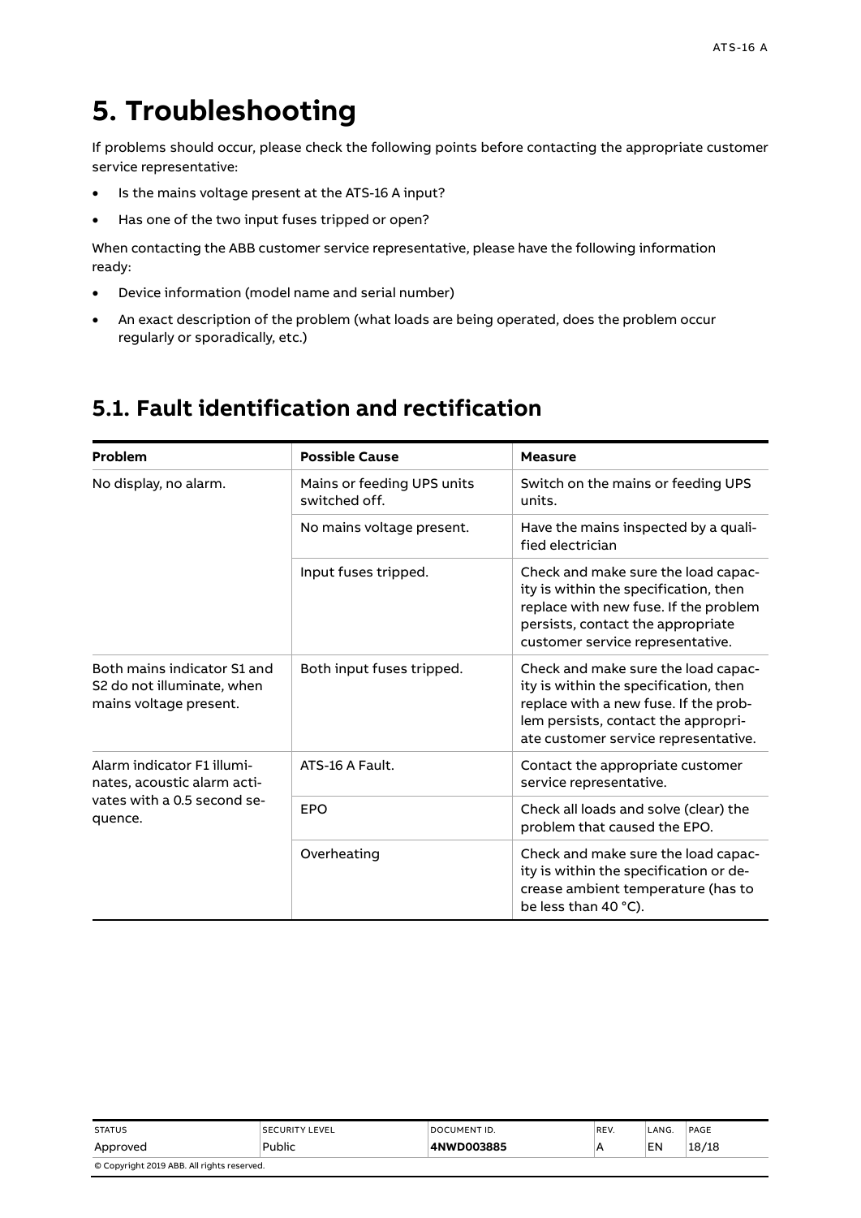# 5. Troubleshooting

If problems should occur, please check the following points before contacting the appropriate customer service representative:

- Is the mains voltage present at the ATS-16 A input?
- Has one of the two input fuses tripped or open?

When contacting the ABB customer service representative, please have the following information ready:

- Device information (model name and serial number)
- An exact description of the problem (what loads are being operated, does the problem occur regularly or sporadically, etc.)

## 5.1. Fault identification and rectification

| Problem | Possible Cause | Measure |
|---|---|---|
| No display, no alarm. | Mains or feeding UPS units switched off. | Switch on the mains or feeding UPS units. |
| | No mains voltage present. | Have the mains inspected by a qualified electrician |
| | Input fuses tripped. | Check and make sure the load capacity is within the specification, then replace with new fuse. If the problem persists, contact the appropriate customer service representative. |
| Both mains indicator S1 and S2 do not illuminate, when mains voltage present. | Both input fuses tripped. | Check and make sure the load capacity is within the specification, then replace with a new fuse. If the problem persists, contact the appropriate customer service representative. |
| Alarm indicator F1 illuminates, acoustic alarm activates with a 0.5 second sequence. | ATS-16 A Fault. | Contact the appropriate customer service representative. |
| | EPO | Check all loads and solve (clear) the problem that caused the EPO. |
| | Overheating | Check and make sure the load capacity is within the specification or decrease ambient temperature (has to be less than 40 °C). |